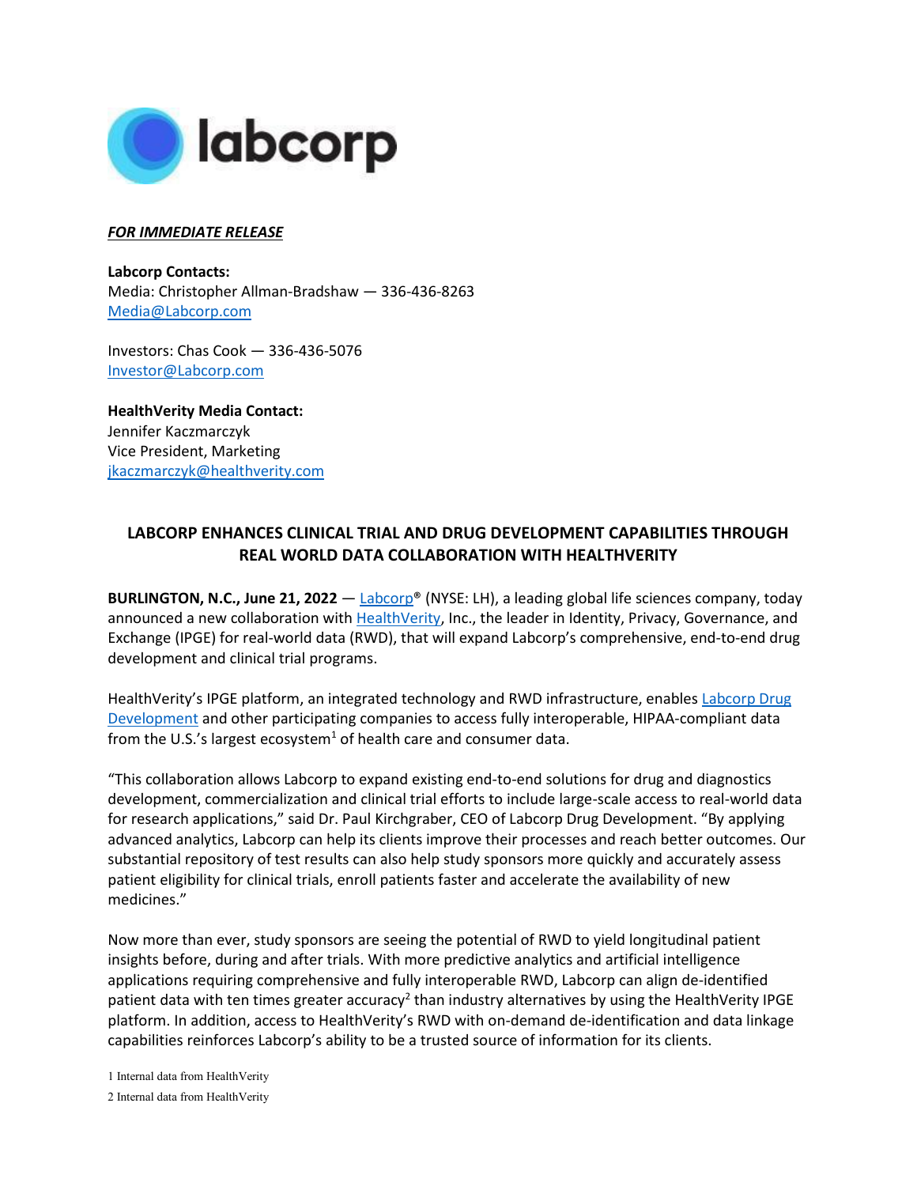***FOR IMMEDIATE RELEASE***

**Labcorp Contacts:**
Media: Christopher Allman-Bradshaw — 336-436-8263
Media@Labcorp.com

Investors: Chas Cook — 336-436-5076
Investor@Labcorp.com

**HealthVerity Media Contact:**
Jennifer Kaczmarczyk
Vice President, Marketing
jkaczmarczyk@healthverity.com

# LABCORP ENHANCES CLINICAL TRIAL AND DRUG DEVELOPMENT CAPABILITIES THROUGH REAL WORLD DATA COLLABORATION WITH HEALTHVERITY

**BURLINGTON, N.C., June 21, 2022** — Labcorp® (NYSE: LH), a leading global life sciences company, today announced a new collaboration with HealthVerity, Inc., the leader in Identity, Privacy, Governance, and Exchange (IPGE) for real-world data (RWD), that will expand Labcorp's comprehensive, end-to-end drug development and clinical trial programs.

HealthVerity's IPGE platform, an integrated technology and RWD infrastructure, enables Labcorp Drug Development and other participating companies to access fully interoperable, HIPAA-compliant data from the U.S.'s largest ecosystem[1] of health care and consumer data.

"This collaboration allows Labcorp to expand existing end-to-end solutions for drug and diagnostics development, commercialization and clinical trial efforts to include large-scale access to real-world data for research applications," said Dr. Paul Kirchgraber, CEO of Labcorp Drug Development. "By applying advanced analytics, Labcorp can help its clients improve their processes and reach better outcomes. Our substantial repository of test results can also help study sponsors more quickly and accurately assess patient eligibility for clinical trials, enroll patients faster and accelerate the availability of new medicines."

Now more than ever, study sponsors are seeing the potential of RWD to yield longitudinal patient insights before, during and after trials. With more predictive analytics and artificial intelligence applications requiring comprehensive and fully interoperable RWD, Labcorp can align de-identified patient data with ten times greater accuracy[2] than industry alternatives by using the HealthVerity IPGE platform. In addition, access to HealthVerity's RWD with on-demand de-identification and data linkage capabilities reinforces Labcorp's ability to be a trusted source of information for its clients.

1 Internal data from HealthVerity

2 Internal data from HealthVerity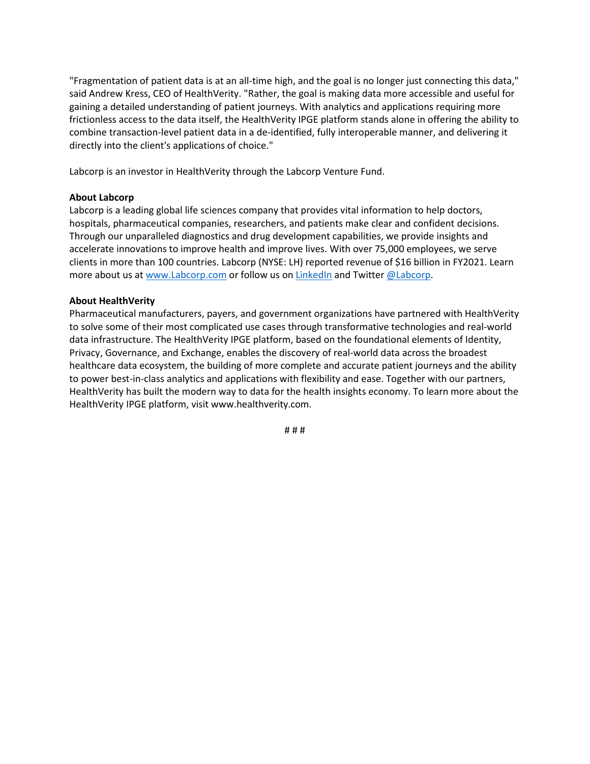"Fragmentation of patient data is at an all-time high, and the goal is no longer just connecting this data," said Andrew Kress, CEO of HealthVerity. "Rather, the goal is making data more accessible and useful for gaining a detailed understanding of patient journeys. With analytics and applications requiring more frictionless access to the data itself, the HealthVerity IPGE platform stands alone in offering the ability to combine transaction-level patient data in a de-identified, fully interoperable manner, and delivering it directly into the client's applications of choice."

Labcorp is an investor in HealthVerity through the Labcorp Venture Fund.

**About Labcorp**
Labcorp is a leading global life sciences company that provides vital information to help doctors, hospitals, pharmaceutical companies, researchers, and patients make clear and confident decisions. Through our unparalleled diagnostics and drug development capabilities, we provide insights and accelerate innovations to improve health and improve lives. With over 75,000 employees, we serve clients in more than 100 countries. Labcorp (NYSE: LH) reported revenue of $16 billion in FY2021. Learn more about us at [www.Labcorp.com](www.Labcorp.com) or follow us on [LinkedIn]() and Twitter [@Labcorp]().

**About HealthVerity**
Pharmaceutical manufacturers, payers, and government organizations have partnered with HealthVerity to solve some of their most complicated use cases through transformative technologies and real-world data infrastructure. The HealthVerity IPGE platform, based on the foundational elements of Identity, Privacy, Governance, and Exchange, enables the discovery of real-world data across the broadest healthcare data ecosystem, the building of more complete and accurate patient journeys and the ability to power best-in-class analytics and applications with flexibility and ease. Together with our partners, HealthVerity has built the modern way to data for the health insights economy. To learn more about the HealthVerity IPGE platform, visit www.healthverity.com.

# # #